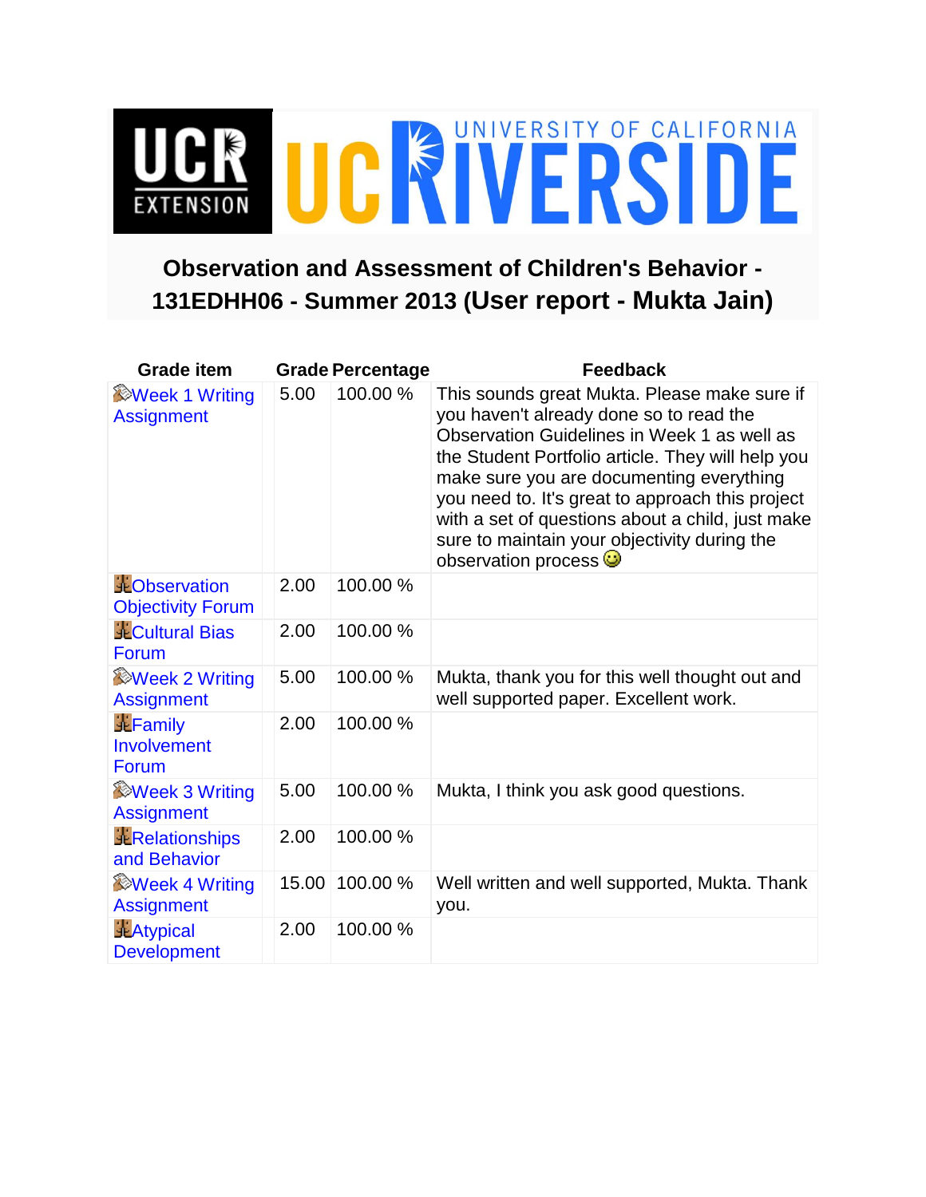UCR EXTENSION | UC RIVERSIDE — UNIVERSITY OF CALIFORNIA

# Observation and Assessment of Children's Behavior - 131EDHH06 - Summer 2013 (User report - Mukta Jain)

| Grade item | Grade | Percentage | Feedback |
| --- | --- | --- | --- |
| Week 1 Writing Assignment | 5.00 | 100.00 % | This sounds great Mukta. Please make sure if you haven't already done so to read the Observation Guidelines in Week 1 as well as the Student Portfolio article. They will help you make sure you are documenting everything you need to. It's great to approach this project with a set of questions about a child, just make sure to maintain your objectivity during the observation process 🙂 |
| Observation Objectivity Forum | 2.00 | 100.00 % | |
| Cultural Bias Forum | 2.00 | 100.00 % | |
| Week 2 Writing Assignment | 5.00 | 100.00 % | Mukta, thank you for this well thought out and well supported paper. Excellent work. |
| Family Involvement Forum | 2.00 | 100.00 % | |
| Week 3 Writing Assignment | 5.00 | 100.00 % | Mukta, I think you ask good questions. |
| Relationships and Behavior | 2.00 | 100.00 % | |
| Week 4 Writing Assignment | 15.00 | 100.00 % | Well written and well supported, Mukta. Thank you. |
| Atypical Development | 2.00 | 100.00 % | |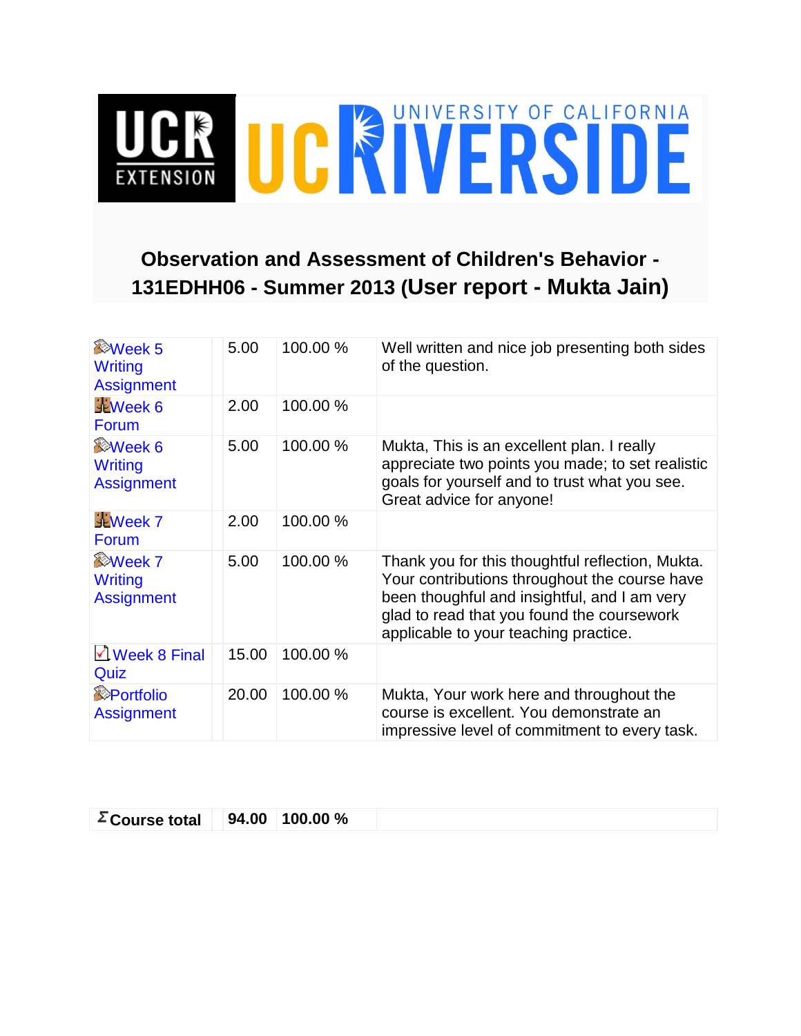UCR EXTENSION UC RIVERSIDE UNIVERSITY OF CALIFORNIA

## Observation and Assessment of Children's Behavior - 131EDHH06 - Summer 2013 (User report - Mukta Jain)

| | | | |
|---|---|---|---|
| Week 5 Writing Assignment | 5.00 | 100.00 % | Well written and nice job presenting both sides of the question. |
| Week 6 Forum | 2.00 | 100.00 % | |
| Week 6 Writing Assignment | 5.00 | 100.00 % | Mukta, This is an excellent plan. I really appreciate two points you made; to set realistic goals for yourself and to trust what you see. Great advice for anyone! |
| Week 7 Forum | 2.00 | 100.00 % | |
| Week 7 Writing Assignment | 5.00 | 100.00 % | Thank you for this thoughtful reflection, Mukta. Your contributions throughout the course have been thoughtful and insightful, and I am very glad to read that you found the coursework applicable to your teaching practice. |
| Week 8 Final Quiz | 15.00 | 100.00 % | |
| Portfolio Assignment | 20.00 | 100.00 % | Mukta, Your work here and throughout the course is excellent. You demonstrate an impressive level of commitment to every task. |

| | | | |
|---|---|---|---|
| **Σ Course total** | **94.00** | **100.00 %** | |